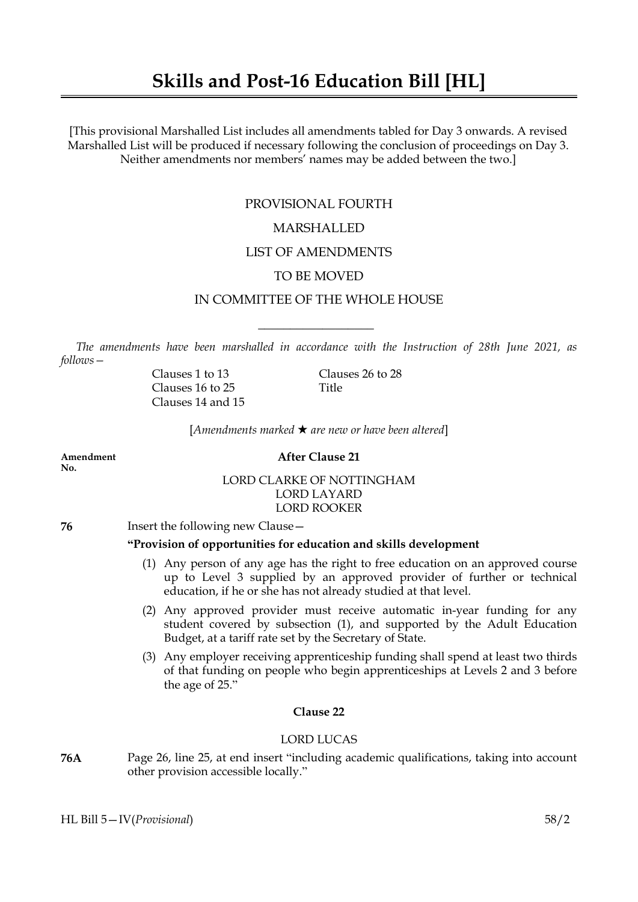# Skills and Post-16 Education Bill [HL]

[This provisional Marshalled List includes all amendments tabled for Day 3 onwards. A revised Marshalled List will be produced if necessary following the conclusion of proceedings on Day 3. Neither amendments nor members' names may be added between the two.]

PROVISIONAL FOURTH

MARSHALLED

LIST OF AMENDMENTS

TO BE MOVED

IN COMMITTEE OF THE WHOLE HOUSE

---

*The amendments have been marshalled in accordance with the Instruction of 28th June 2021, as follows—*

Clauses 1 to 13
Clauses 16 to 25
Clauses 14 and 15
Clauses 26 to 28
Title

[*Amendments marked ★ are new or have been altered*]

Amendment No.

**After Clause 21**

LORD CLARKE OF NOTTINGHAM
LORD LAYARD
LORD ROOKER

**76** Insert the following new Clause—

**"Provision of opportunities for education and skills development**

(1) Any person of any age has the right to free education on an approved course up to Level 3 supplied by an approved provider of further or technical education, if he or she has not already studied at that level.

(2) Any approved provider must receive automatic in-year funding for any student covered by subsection (1), and supported by the Adult Education Budget, at a tariff rate set by the Secretary of State.

(3) Any employer receiving apprenticeship funding shall spend at least two thirds of that funding on people who begin apprenticeships at Levels 2 and 3 before the age of 25."

**Clause 22**

LORD LUCAS

**76A** Page 26, line 25, at end insert "including academic qualifications, taking into account other provision accessible locally."

HL Bill 5—IV(*Provisional*) 58/2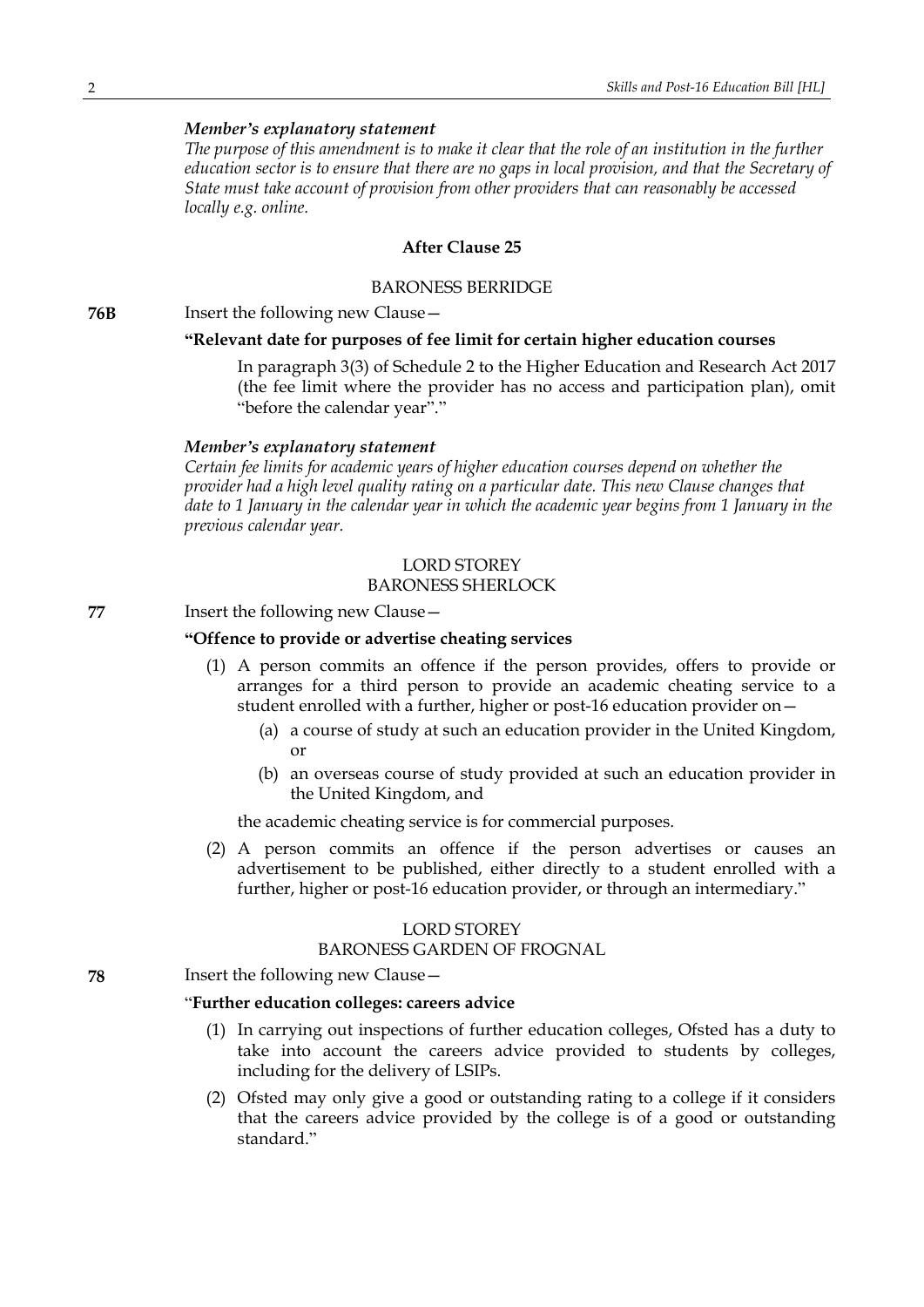*Member's explanatory statement*

*The purpose of this amendment is to make it clear that the role of an institution in the further education sector is to ensure that there are no gaps in local provision, and that the Secretary of State must take account of provision from other providers that can reasonably be accessed locally e.g. online.*

### After Clause 25

BARONESS BERRIDGE

**76B** Insert the following new Clause—

**"Relevant date for purposes of fee limit for certain higher education courses**

In paragraph 3(3) of Schedule 2 to the Higher Education and Research Act 2017 (the fee limit where the provider has no access and participation plan), omit "before the calendar year"."

*Member's explanatory statement*

*Certain fee limits for academic years of higher education courses depend on whether the provider had a high level quality rating on a particular date. This new Clause changes that date to 1 January in the calendar year in which the academic year begins from 1 January in the previous calendar year.*

LORD STOREY
BARONESS SHERLOCK

**77** Insert the following new Clause—

**"Offence to provide or advertise cheating services**

(1) A person commits an offence if the person provides, offers to provide or arranges for a third person to provide an academic cheating service to a student enrolled with a further, higher or post-16 education provider on—

(a) a course of study at such an education provider in the United Kingdom, or

(b) an overseas course of study provided at such an education provider in the United Kingdom, and

the academic cheating service is for commercial purposes.

(2) A person commits an offence if the person advertises or causes an advertisement to be published, either directly to a student enrolled with a further, higher or post-16 education provider, or through an intermediary."

LORD STOREY
BARONESS GARDEN OF FROGNAL

**78** Insert the following new Clause—

"**Further education colleges: careers advice**

(1) In carrying out inspections of further education colleges, Ofsted has a duty to take into account the careers advice provided to students by colleges, including for the delivery of LSIPs.

(2) Ofsted may only give a good or outstanding rating to a college if it considers that the careers advice provided by the college is of a good or outstanding standard."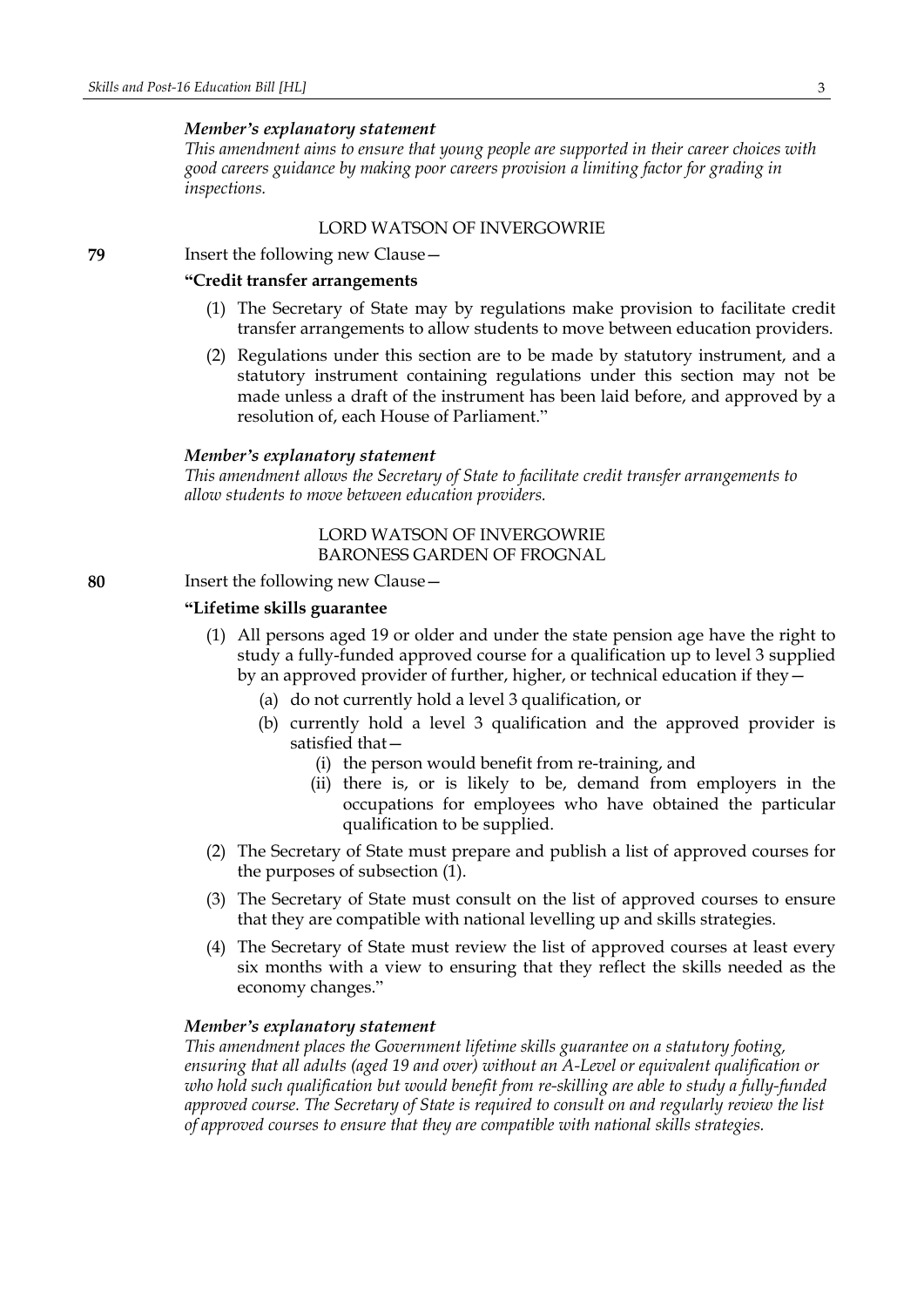*Member's explanatory statement*

*This amendment aims to ensure that young people are supported in their career choices with good careers guidance by making poor careers provision a limiting factor for grading in inspections.*

LORD WATSON OF INVERGOWRIE

**79** Insert the following new Clause—

**"Credit transfer arrangements**

(1) The Secretary of State may by regulations make provision to facilitate credit transfer arrangements to allow students to move between education providers.

(2) Regulations under this section are to be made by statutory instrument, and a statutory instrument containing regulations under this section may not be made unless a draft of the instrument has been laid before, and approved by a resolution of, each House of Parliament."

*Member's explanatory statement*

*This amendment allows the Secretary of State to facilitate credit transfer arrangements to allow students to move between education providers.*

LORD WATSON OF INVERGOWRIE
BARONESS GARDEN OF FROGNAL

**80** Insert the following new Clause—

**"Lifetime skills guarantee**

(1) All persons aged 19 or older and under the state pension age have the right to study a fully-funded approved course for a qualification up to level 3 supplied by an approved provider of further, higher, or technical education if they—

(a) do not currently hold a level 3 qualification, or

(b) currently hold a level 3 qualification and the approved provider is satisfied that—

(i) the person would benefit from re-training, and

(ii) there is, or is likely to be, demand from employers in the occupations for employees who have obtained the particular qualification to be supplied.

(2) The Secretary of State must prepare and publish a list of approved courses for the purposes of subsection (1).

(3) The Secretary of State must consult on the list of approved courses to ensure that they are compatible with national levelling up and skills strategies.

(4) The Secretary of State must review the list of approved courses at least every six months with a view to ensuring that they reflect the skills needed as the economy changes."

*Member's explanatory statement*

*This amendment places the Government lifetime skills guarantee on a statutory footing, ensuring that all adults (aged 19 and over) without an A-Level or equivalent qualification or who hold such qualification but would benefit from re-skilling are able to study a fully-funded approved course. The Secretary of State is required to consult on and regularly review the list of approved courses to ensure that they are compatible with national skills strategies.*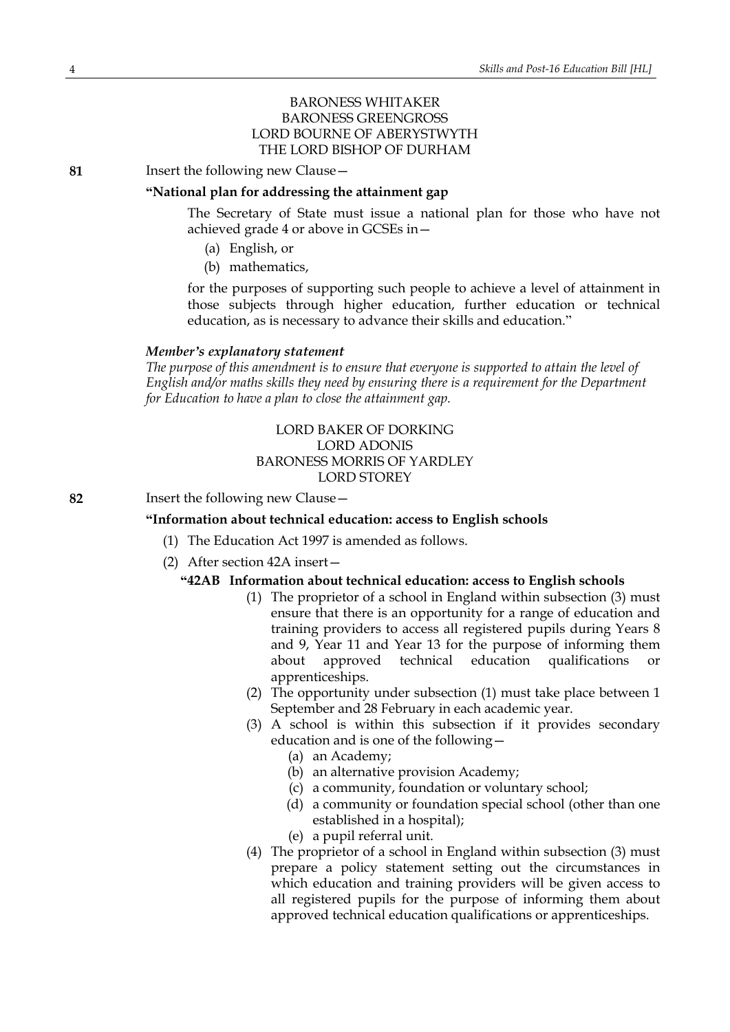BARONESS WHITAKER
BARONESS GREENGROSS
LORD BOURNE OF ABERYSTWYTH
THE LORD BISHOP OF DURHAM

**81** Insert the following new Clause—

**"National plan for addressing the attainment gap**

The Secretary of State must issue a national plan for those who have not achieved grade 4 or above in GCSEs in—

(a) English, or

(b) mathematics,

for the purposes of supporting such people to achieve a level of attainment in those subjects through higher education, further education or technical education, as is necessary to advance their skills and education."

***Member's explanatory statement***

*The purpose of this amendment is to ensure that everyone is supported to attain the level of English and/or maths skills they need by ensuring there is a requirement for the Department for Education to have a plan to close the attainment gap.*

LORD BAKER OF DORKING
LORD ADONIS
BARONESS MORRIS OF YARDLEY
LORD STOREY

**82** Insert the following new Clause—

**"Information about technical education: access to English schools**

(1) The Education Act 1997 is amended as follows.

(2) After section 42A insert—

**"42AB Information about technical education: access to English schools**

(1) The proprietor of a school in England within subsection (3) must ensure that there is an opportunity for a range of education and training providers to access all registered pupils during Years 8 and 9, Year 11 and Year 13 for the purpose of informing them about approved technical education qualifications or apprenticeships.

(2) The opportunity under subsection (1) must take place between 1 September and 28 February in each academic year.

(3) A school is within this subsection if it provides secondary education and is one of the following—

(a) an Academy;

(b) an alternative provision Academy;

(c) a community, foundation or voluntary school;

(d) a community or foundation special school (other than one established in a hospital);

(e) a pupil referral unit.

(4) The proprietor of a school in England within subsection (3) must prepare a policy statement setting out the circumstances in which education and training providers will be given access to all registered pupils for the purpose of informing them about approved technical education qualifications or apprenticeships.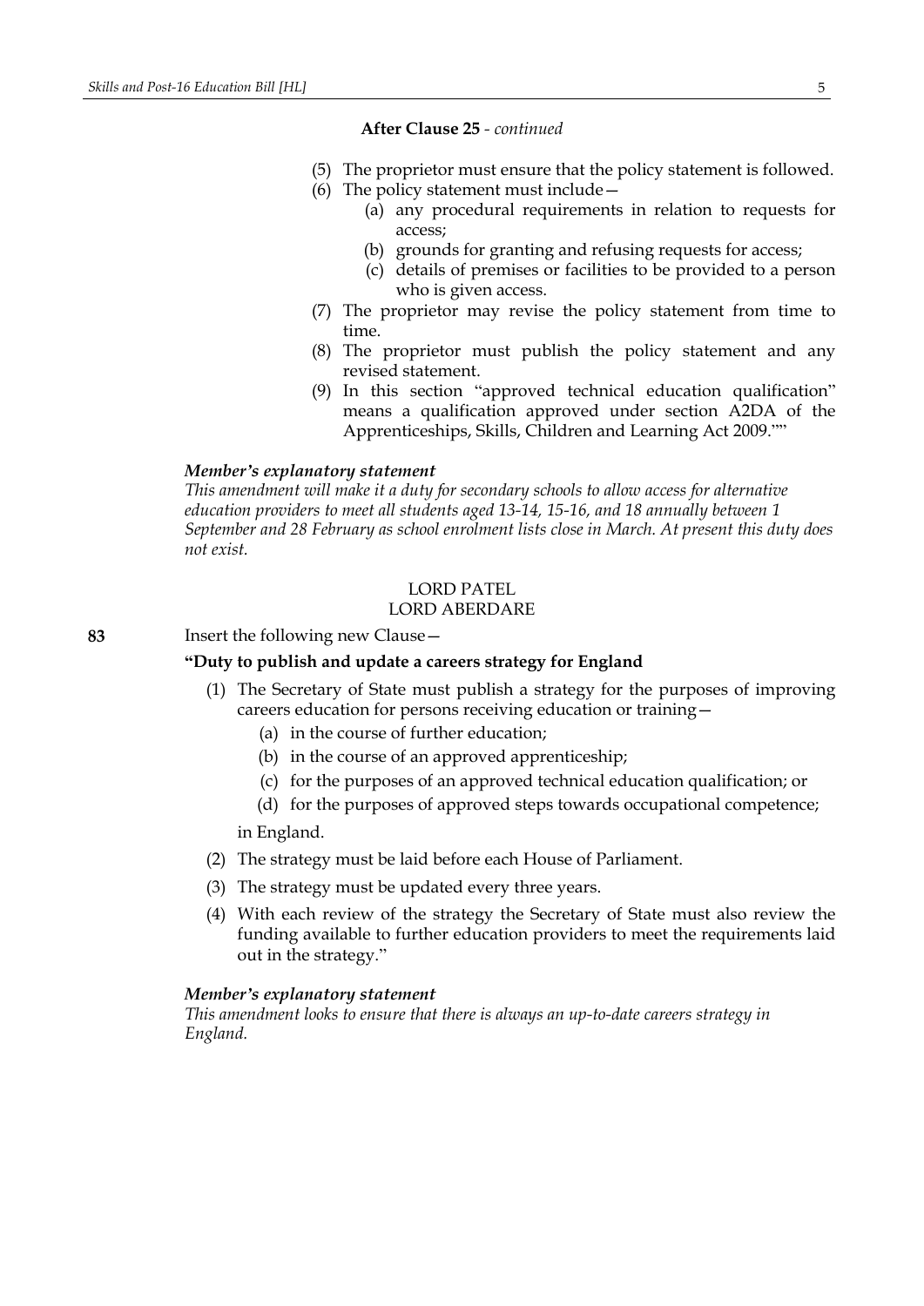**After Clause 25** - *continued*

(5) The proprietor must ensure that the policy statement is followed.

(6) The policy statement must include—

(a) any procedural requirements in relation to requests for access;

(b) grounds for granting and refusing requests for access;

(c) details of premises or facilities to be provided to a person who is given access.

(7) The proprietor may revise the policy statement from time to time.

(8) The proprietor must publish the policy statement and any revised statement.

(9) In this section "approved technical education qualification" means a qualification approved under section A2DA of the Apprenticeships, Skills, Children and Learning Act 2009.""

***Member's explanatory statement***

*This amendment will make it a duty for secondary schools to allow access for alternative education providers to meet all students aged 13-14, 15-16, and 18 annually between 1 September and 28 February as school enrolment lists close in March. At present this duty does not exist.*

LORD PATEL
LORD ABERDARE

**83** Insert the following new Clause—

**"Duty to publish and update a careers strategy for England**

(1) The Secretary of State must publish a strategy for the purposes of improving careers education for persons receiving education or training—

(a) in the course of further education;

(b) in the course of an approved apprenticeship;

(c) for the purposes of an approved technical education qualification; or

(d) for the purposes of approved steps towards occupational competence;

in England.

(2) The strategy must be laid before each House of Parliament.

(3) The strategy must be updated every three years.

(4) With each review of the strategy the Secretary of State must also review the funding available to further education providers to meet the requirements laid out in the strategy."

***Member's explanatory statement***

*This amendment looks to ensure that there is always an up-to-date careers strategy in England.*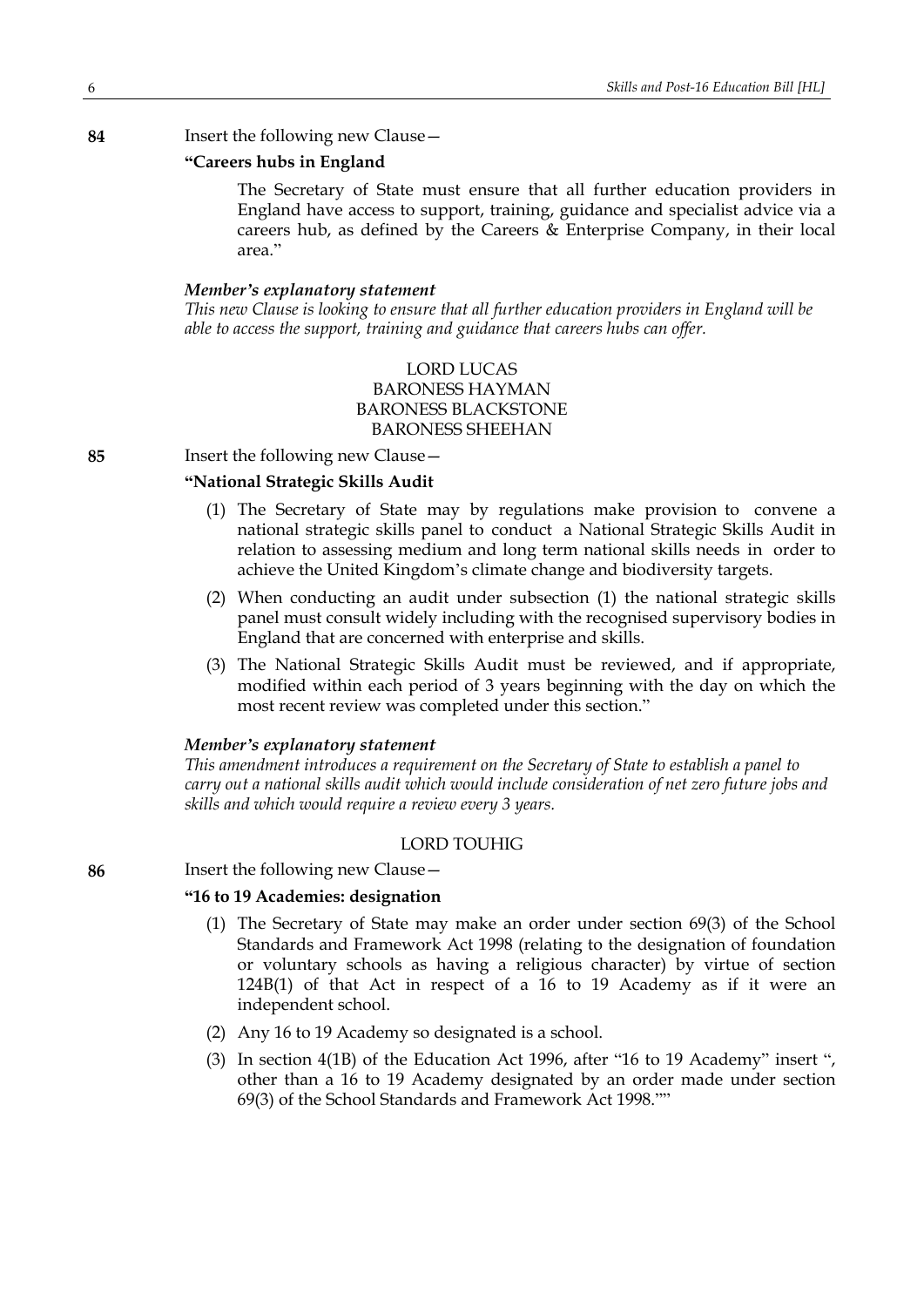**84** Insert the following new Clause—

**"Careers hubs in England**

The Secretary of State must ensure that all further education providers in England have access to support, training, guidance and specialist advice via a careers hub, as defined by the Careers & Enterprise Company, in their local area."

***Member's explanatory statement***

*This new Clause is looking to ensure that all further education providers in England will be able to access the support, training and guidance that careers hubs can offer.*

LORD LUCAS
BARONESS HAYMAN
BARONESS BLACKSTONE
BARONESS SHEEHAN

**85** Insert the following new Clause—

**"National Strategic Skills Audit**

(1) The Secretary of State may by regulations make provision to convene a national strategic skills panel to conduct a National Strategic Skills Audit in relation to assessing medium and long term national skills needs in order to achieve the United Kingdom's climate change and biodiversity targets.

(2) When conducting an audit under subsection (1) the national strategic skills panel must consult widely including with the recognised supervisory bodies in England that are concerned with enterprise and skills.

(3) The National Strategic Skills Audit must be reviewed, and if appropriate, modified within each period of 3 years beginning with the day on which the most recent review was completed under this section."

***Member's explanatory statement***

*This amendment introduces a requirement on the Secretary of State to establish a panel to carry out a national skills audit which would include consideration of net zero future jobs and skills and which would require a review every 3 years.*

LORD TOUHIG

**86** Insert the following new Clause—

**"16 to 19 Academies: designation**

(1) The Secretary of State may make an order under section 69(3) of the School Standards and Framework Act 1998 (relating to the designation of foundation or voluntary schools as having a religious character) by virtue of section 124B(1) of that Act in respect of a 16 to 19 Academy as if it were an independent school.

(2) Any 16 to 19 Academy so designated is a school.

(3) In section 4(1B) of the Education Act 1996, after "16 to 19 Academy" insert ", other than a 16 to 19 Academy designated by an order made under section 69(3) of the School Standards and Framework Act 1998.""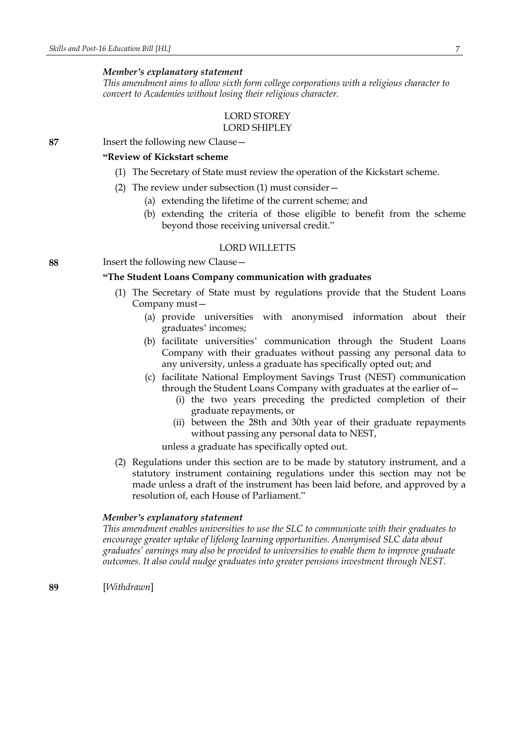***Member's explanatory statement***

*This amendment aims to allow sixth form college corporations with a religious character to convert to Academies without losing their religious character.*

LORD STOREY
LORD SHIPLEY

**87** Insert the following new Clause—

**"Review of Kickstart scheme**

(1) The Secretary of State must review the operation of the Kickstart scheme.

(2) The review under subsection (1) must consider—

(a) extending the lifetime of the current scheme; and

(b) extending the criteria of those eligible to benefit from the scheme beyond those receiving universal credit."

LORD WILLETTS

**88** Insert the following new Clause—

**"The Student Loans Company communication with graduates**

(1) The Secretary of State must by regulations provide that the Student Loans Company must—

(a) provide universities with anonymised information about their graduates' incomes;

(b) facilitate universities' communication through the Student Loans Company with their graduates without passing any personal data to any university, unless a graduate has specifically opted out; and

(c) facilitate National Employment Savings Trust (NEST) communication through the Student Loans Company with graduates at the earlier of—

(i) the two years preceding the predicted completion of their graduate repayments, or

(ii) between the 28th and 30th year of their graduate repayments without passing any personal data to NEST,

unless a graduate has specifically opted out.

(2) Regulations under this section are to be made by statutory instrument, and a statutory instrument containing regulations under this section may not be made unless a draft of the instrument has been laid before, and approved by a resolution of, each House of Parliament."

***Member's explanatory statement***

*This amendment enables universities to use the SLC to communicate with their graduates to encourage greater uptake of lifelong learning opportunities. Anonymised SLC data about graduates' earnings may also be provided to universities to enable them to improve graduate outcomes. It also could nudge graduates into greater pensions investment through NEST.*

**89** [*Withdrawn*]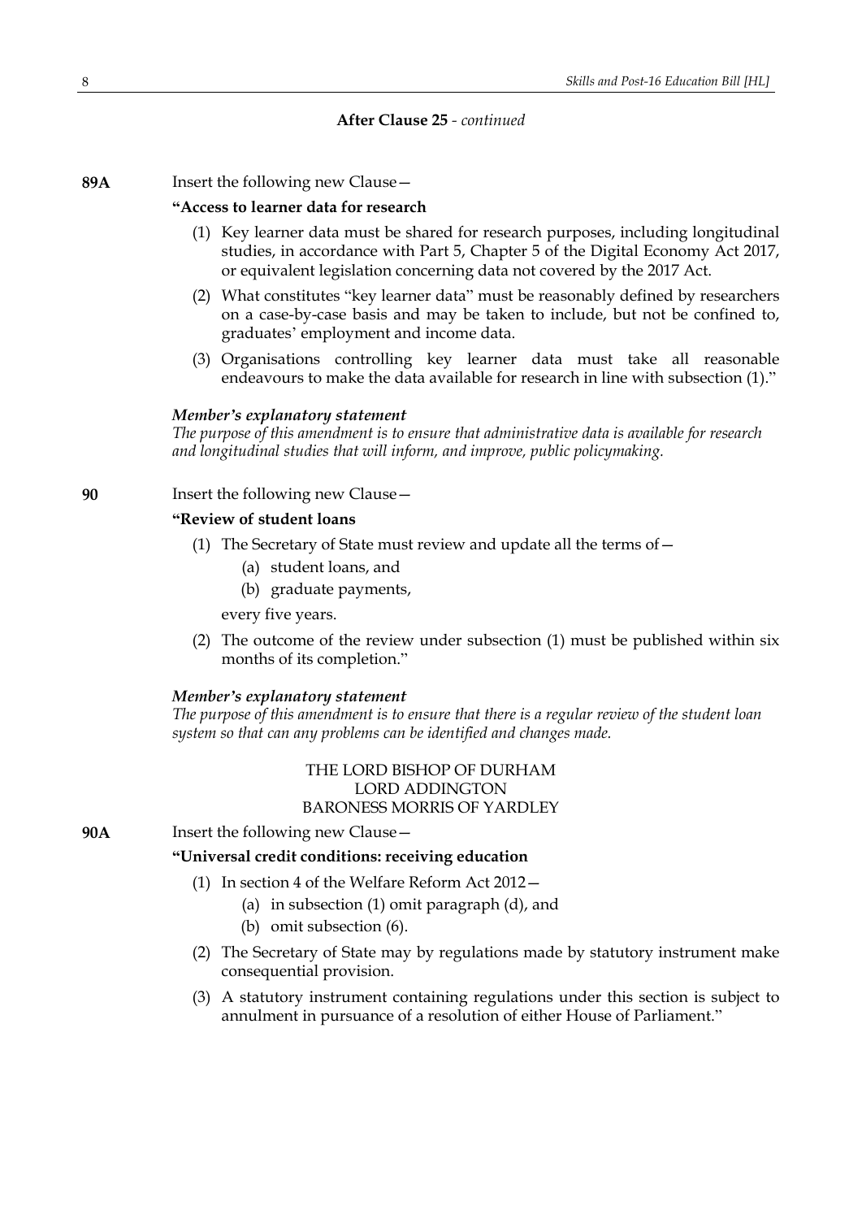**After Clause 25** - *continued*

**89A** Insert the following new Clause—

**"Access to learner data for research**

(1) Key learner data must be shared for research purposes, including longitudinal studies, in accordance with Part 5, Chapter 5 of the Digital Economy Act 2017, or equivalent legislation concerning data not covered by the 2017 Act.

(2) What constitutes "key learner data" must be reasonably defined by researchers on a case-by-case basis and may be taken to include, but not be confined to, graduates' employment and income data.

(3) Organisations controlling key learner data must take all reasonable endeavours to make the data available for research in line with subsection (1)."

***Member's explanatory statement***

*The purpose of this amendment is to ensure that administrative data is available for research and longitudinal studies that will inform, and improve, public policymaking.*

**90** Insert the following new Clause—

**"Review of student loans**

(1) The Secretary of State must review and update all the terms of—

(a) student loans, and

(b) graduate payments,

every five years.

(2) The outcome of the review under subsection (1) must be published within six months of its completion."

***Member's explanatory statement***

*The purpose of this amendment is to ensure that there is a regular review of the student loan system so that can any problems can be identified and changes made.*

THE LORD BISHOP OF DURHAM
LORD ADDINGTON
BARONESS MORRIS OF YARDLEY

**90A** Insert the following new Clause—

**"Universal credit conditions: receiving education**

(1) In section 4 of the Welfare Reform Act 2012—

(a) in subsection (1) omit paragraph (d), and

(b) omit subsection (6).

(2) The Secretary of State may by regulations made by statutory instrument make consequential provision.

(3) A statutory instrument containing regulations under this section is subject to annulment in pursuance of a resolution of either House of Parliament."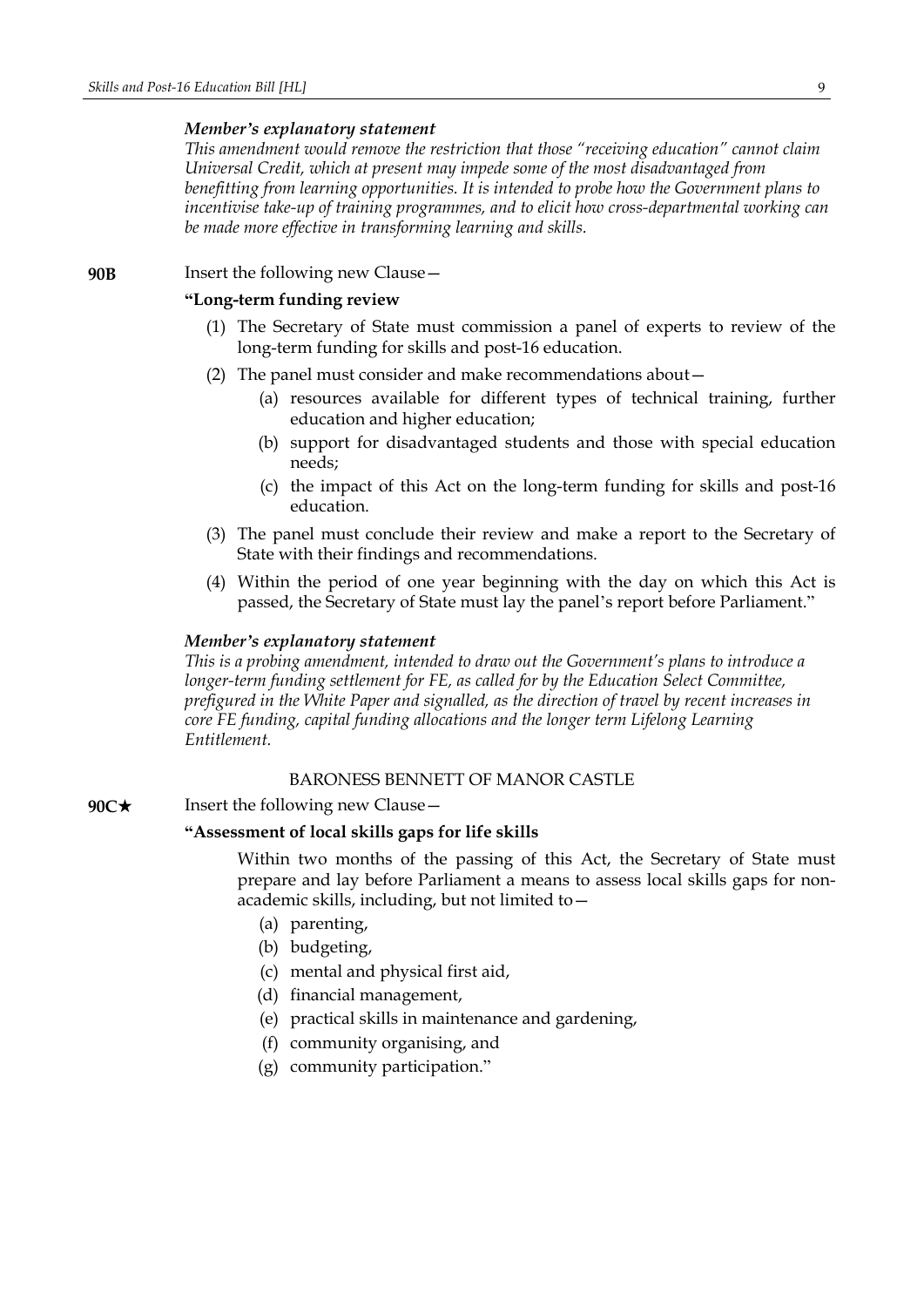***Member's explanatory statement***

*This amendment would remove the restriction that those "receiving education" cannot claim Universal Credit, which at present may impede some of the most disadvantaged from benefitting from learning opportunities. It is intended to probe how the Government plans to incentivise take-up of training programmes, and to elicit how cross-departmental working can be made more effective in transforming learning and skills.*

**90B** Insert the following new Clause—

**"Long-term funding review**

(1) The Secretary of State must commission a panel of experts to review of the long-term funding for skills and post-16 education.

(2) The panel must consider and make recommendations about—

(a) resources available for different types of technical training, further education and higher education;

(b) support for disadvantaged students and those with special education needs;

(c) the impact of this Act on the long-term funding for skills and post-16 education.

(3) The panel must conclude their review and make a report to the Secretary of State with their findings and recommendations.

(4) Within the period of one year beginning with the day on which this Act is passed, the Secretary of State must lay the panel's report before Parliament."

***Member's explanatory statement***

*This is a probing amendment, intended to draw out the Government's plans to introduce a longer-term funding settlement for FE, as called for by the Education Select Committee, prefigured in the White Paper and signalled, as the direction of travel by recent increases in core FE funding, capital funding allocations and the longer term Lifelong Learning Entitlement.*

BARONESS BENNETT OF MANOR CASTLE

**90C★** Insert the following new Clause—

**"Assessment of local skills gaps for life skills**

Within two months of the passing of this Act, the Secretary of State must prepare and lay before Parliament a means to assess local skills gaps for non-academic skills, including, but not limited to—

(a) parenting,

(b) budgeting,

(c) mental and physical first aid,

(d) financial management,

(e) practical skills in maintenance and gardening,

(f) community organising, and

(g) community participation."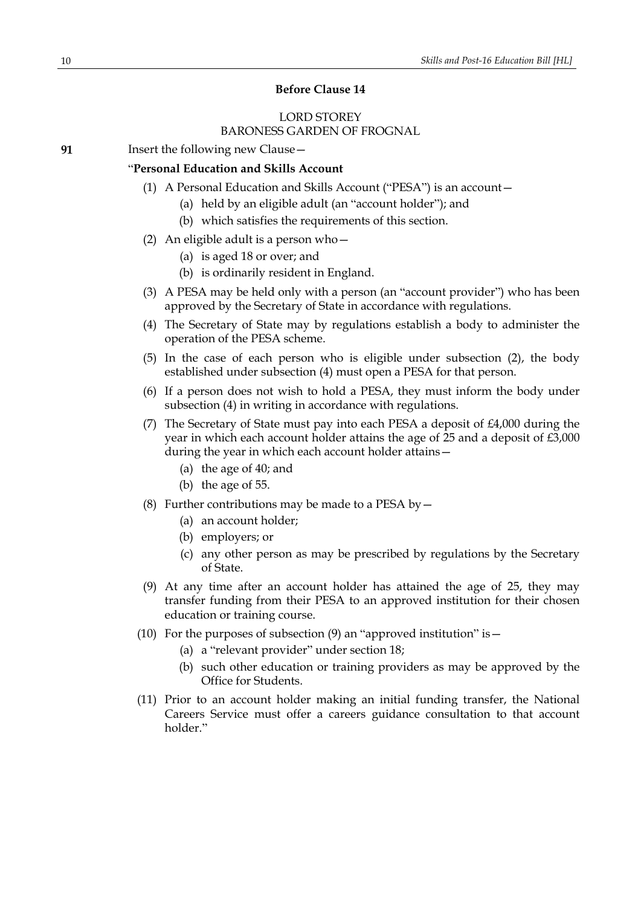**Before Clause 14**

LORD STOREY
BARONESS GARDEN OF FROGNAL

**91** Insert the following new Clause—

"**Personal Education and Skills Account**

(1) A Personal Education and Skills Account ("PESA") is an account—
  (a) held by an eligible adult (an "account holder"); and
  (b) which satisfies the requirements of this section.

(2) An eligible adult is a person who—
  (a) is aged 18 or over; and
  (b) is ordinarily resident in England.

(3) A PESA may be held only with a person (an "account provider") who has been approved by the Secretary of State in accordance with regulations.

(4) The Secretary of State may by regulations establish a body to administer the operation of the PESA scheme.

(5) In the case of each person who is eligible under subsection (2), the body established under subsection (4) must open a PESA for that person.

(6) If a person does not wish to hold a PESA, they must inform the body under subsection (4) in writing in accordance with regulations.

(7) The Secretary of State must pay into each PESA a deposit of £4,000 during the year in which each account holder attains the age of 25 and a deposit of £3,000 during the year in which each account holder attains—
  (a) the age of 40; and
  (b) the age of 55.

(8) Further contributions may be made to a PESA by—
  (a) an account holder;
  (b) employers; or
  (c) any other person as may be prescribed by regulations by the Secretary of State.

(9) At any time after an account holder has attained the age of 25, they may transfer funding from their PESA to an approved institution for their chosen education or training course.

(10) For the purposes of subsection (9) an "approved institution" is—
  (a) a "relevant provider" under section 18;
  (b) such other education or training providers as may be approved by the Office for Students.

(11) Prior to an account holder making an initial funding transfer, the National Careers Service must offer a careers guidance consultation to that account holder."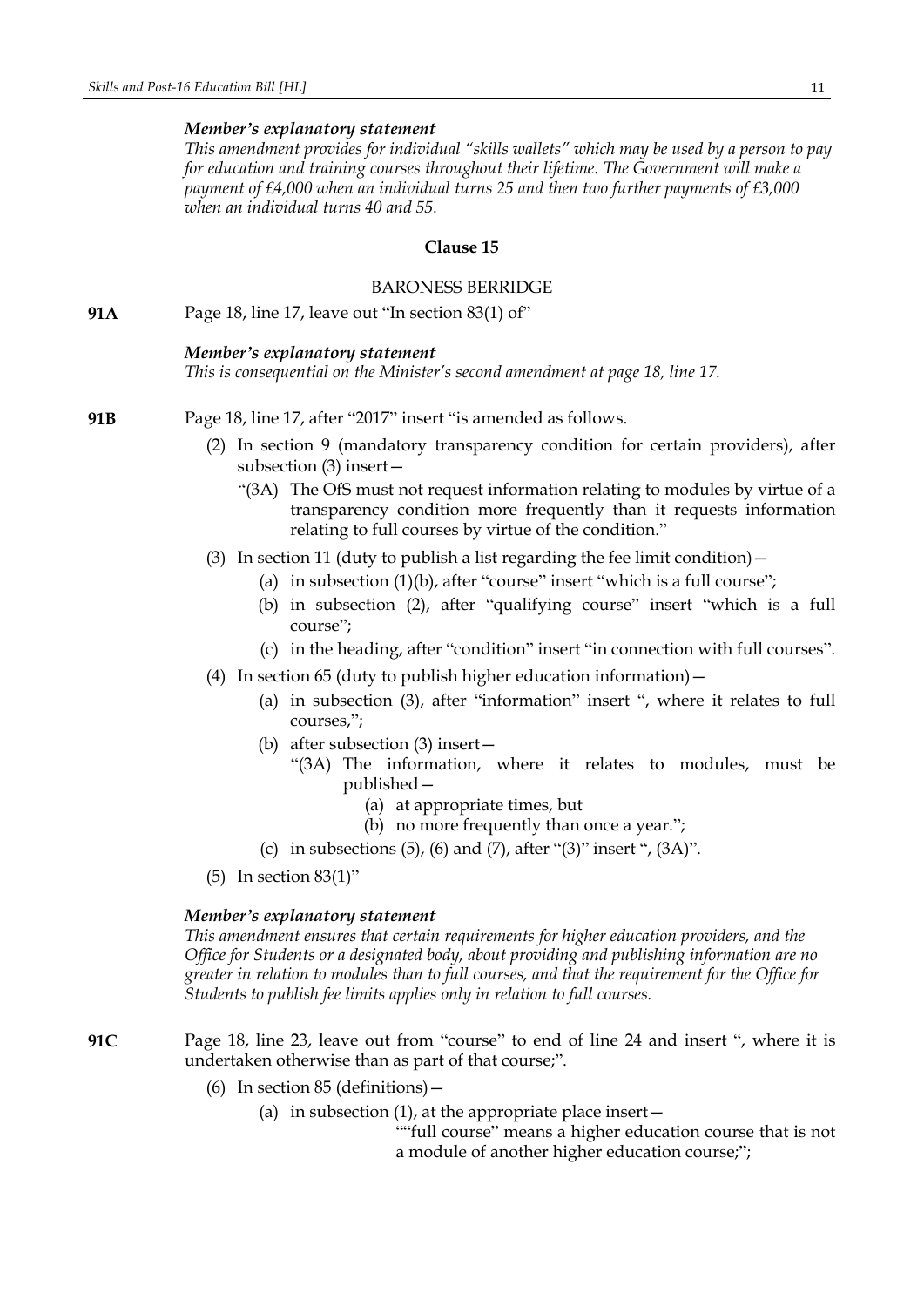*Member's explanatory statement*

*This amendment provides for individual "skills wallets" which may be used by a person to pay for education and training courses throughout their lifetime. The Government will make a payment of £4,000 when an individual turns 25 and then two further payments of £3,000 when an individual turns 40 and 55.*

**Clause 15**

BARONESS BERRIDGE

**91A** Page 18, line 17, leave out "In section 83(1) of"

*Member's explanatory statement*

*This is consequential on the Minister's second amendment at page 18, line 17.*

**91B** Page 18, line 17, after "2017" insert "is amended as follows.

(2) In section 9 (mandatory transparency condition for certain providers), after subsection (3) insert—

"(3A) The OfS must not request information relating to modules by virtue of a transparency condition more frequently than it requests information relating to full courses by virtue of the condition."

(3) In section 11 (duty to publish a list regarding the fee limit condition)—

(a) in subsection (1)(b), after "course" insert "which is a full course";

(b) in subsection (2), after "qualifying course" insert "which is a full course";

(c) in the heading, after "condition" insert "in connection with full courses".

(4) In section 65 (duty to publish higher education information)—

(a) in subsection (3), after "information" insert ", where it relates to full courses,";

(b) after subsection (3) insert—

"(3A) The information, where it relates to modules, must be published—

(a) at appropriate times, but

(b) no more frequently than once a year.";

(c) in subsections (5), (6) and (7), after "(3)" insert ", (3A)".

(5) In section 83(1)"

*Member's explanatory statement*

*This amendment ensures that certain requirements for higher education providers, and the Office for Students or a designated body, about providing and publishing information are no greater in relation to modules than to full courses, and that the requirement for the Office for Students to publish fee limits applies only in relation to full courses.*

**91C** Page 18, line 23, leave out from "course" to end of line 24 and insert ", where it is undertaken otherwise than as part of that course;".

(6) In section 85 (definitions)—

(a) in subsection (1), at the appropriate place insert—

""full course" means a higher education course that is not a module of another higher education course;";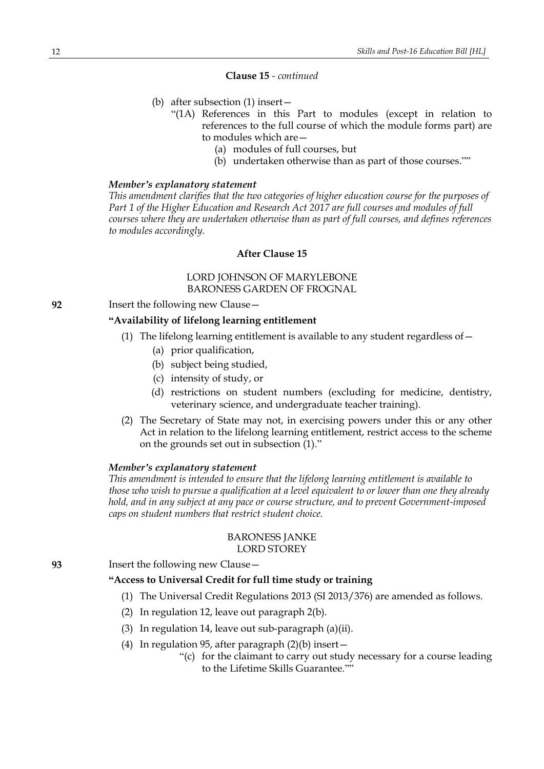**Clause 15** - *continued*

(b) after subsection (1) insert—

"(1A) References in this Part to modules (except in relation to references to the full course of which the module forms part) are to modules which are—

(a) modules of full courses, but

(b) undertaken otherwise than as part of those courses.""

***Member's explanatory statement***

*This amendment clarifies that the two categories of higher education course for the purposes of Part 1 of the Higher Education and Research Act 2017 are full courses and modules of full courses where they are undertaken otherwise than as part of full courses, and defines references to modules accordingly.*

**After Clause 15**

LORD JOHNSON OF MARYLEBONE
BARONESS GARDEN OF FROGNAL

**92** Insert the following new Clause—

**"Availability of lifelong learning entitlement**

(1) The lifelong learning entitlement is available to any student regardless of—

(a) prior qualification,

(b) subject being studied,

(c) intensity of study, or

(d) restrictions on student numbers (excluding for medicine, dentistry, veterinary science, and undergraduate teacher training).

(2) The Secretary of State may not, in exercising powers under this or any other Act in relation to the lifelong learning entitlement, restrict access to the scheme on the grounds set out in subsection (1)."

***Member's explanatory statement***

*This amendment is intended to ensure that the lifelong learning entitlement is available to those who wish to pursue a qualification at a level equivalent to or lower than one they already hold, and in any subject at any pace or course structure, and to prevent Government-imposed caps on student numbers that restrict student choice.*

BARONESS JANKE
LORD STOREY

**93** Insert the following new Clause—

**"Access to Universal Credit for full time study or training**

(1) The Universal Credit Regulations 2013 (SI 2013/376) are amended as follows.

(2) In regulation 12, leave out paragraph 2(b).

(3) In regulation 14, leave out sub-paragraph (a)(ii).

(4) In regulation 95, after paragraph (2)(b) insert—

"(c) for the claimant to carry out study necessary for a course leading to the Lifetime Skills Guarantee.""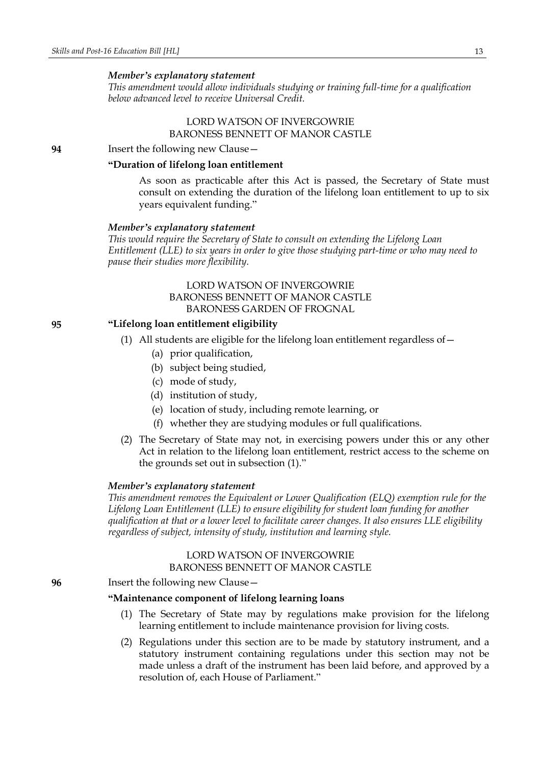*Member's explanatory statement*

*This amendment would allow individuals studying or training full-time for a qualification below advanced level to receive Universal Credit.*

LORD WATSON OF INVERGOWRIE
BARONESS BENNETT OF MANOR CASTLE

**94** Insert the following new Clause—

**"Duration of lifelong loan entitlement**

As soon as practicable after this Act is passed, the Secretary of State must consult on extending the duration of the lifelong loan entitlement to up to six years equivalent funding."

*Member's explanatory statement*

*This would require the Secretary of State to consult on extending the Lifelong Loan Entitlement (LLE) to six years in order to give those studying part-time or who may need to pause their studies more flexibility.*

LORD WATSON OF INVERGOWRIE
BARONESS BENNETT OF MANOR CASTLE
BARONESS GARDEN OF FROGNAL

**95** **"Lifelong loan entitlement eligibility**

(1) All students are eligible for the lifelong loan entitlement regardless of—

(a) prior qualification,

(b) subject being studied,

(c) mode of study,

(d) institution of study,

(e) location of study, including remote learning, or

(f) whether they are studying modules or full qualifications.

(2) The Secretary of State may not, in exercising powers under this or any other Act in relation to the lifelong loan entitlement, restrict access to the scheme on the grounds set out in subsection (1)."

*Member's explanatory statement*

*This amendment removes the Equivalent or Lower Qualification (ELQ) exemption rule for the Lifelong Loan Entitlement (LLE) to ensure eligibility for student loan funding for another qualification at that or a lower level to facilitate career changes. It also ensures LLE eligibility regardless of subject, intensity of study, institution and learning style.*

LORD WATSON OF INVERGOWRIE
BARONESS BENNETT OF MANOR CASTLE

**96** Insert the following new Clause—

**"Maintenance component of lifelong learning loans**

(1) The Secretary of State may by regulations make provision for the lifelong learning entitlement to include maintenance provision for living costs.

(2) Regulations under this section are to be made by statutory instrument, and a statutory instrument containing regulations under this section may not be made unless a draft of the instrument has been laid before, and approved by a resolution of, each House of Parliament."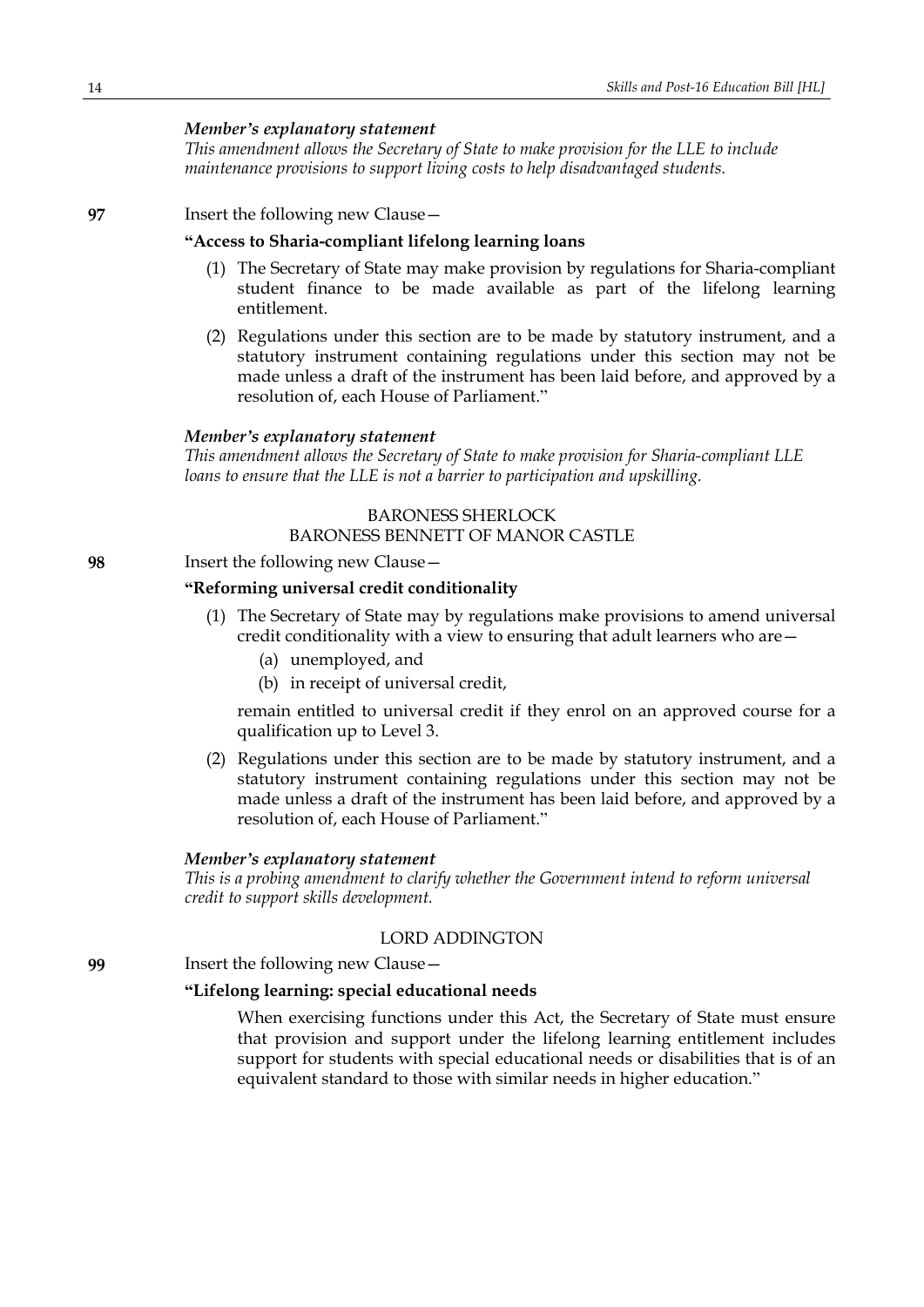***Member's explanatory statement***

*This amendment allows the Secretary of State to make provision for the LLE to include maintenance provisions to support living costs to help disadvantaged students.*

**97** Insert the following new Clause—

**"Access to Sharia-compliant lifelong learning loans**

(1) The Secretary of State may make provision by regulations for Sharia-compliant student finance to be made available as part of the lifelong learning entitlement.

(2) Regulations under this section are to be made by statutory instrument, and a statutory instrument containing regulations under this section may not be made unless a draft of the instrument has been laid before, and approved by a resolution of, each House of Parliament."

***Member's explanatory statement***

*This amendment allows the Secretary of State to make provision for Sharia-compliant LLE loans to ensure that the LLE is not a barrier to participation and upskilling.*

BARONESS SHERLOCK
BARONESS BENNETT OF MANOR CASTLE

**98** Insert the following new Clause—

**"Reforming universal credit conditionality**

(1) The Secretary of State may by regulations make provisions to amend universal credit conditionality with a view to ensuring that adult learners who are—

(a) unemployed, and

(b) in receipt of universal credit,

remain entitled to universal credit if they enrol on an approved course for a qualification up to Level 3.

(2) Regulations under this section are to be made by statutory instrument, and a statutory instrument containing regulations under this section may not be made unless a draft of the instrument has been laid before, and approved by a resolution of, each House of Parliament."

***Member's explanatory statement***

*This is a probing amendment to clarify whether the Government intend to reform universal credit to support skills development.*

LORD ADDINGTON

**99** Insert the following new Clause—

**"Lifelong learning: special educational needs**

When exercising functions under this Act, the Secretary of State must ensure that provision and support under the lifelong learning entitlement includes support for students with special educational needs or disabilities that is of an equivalent standard to those with similar needs in higher education."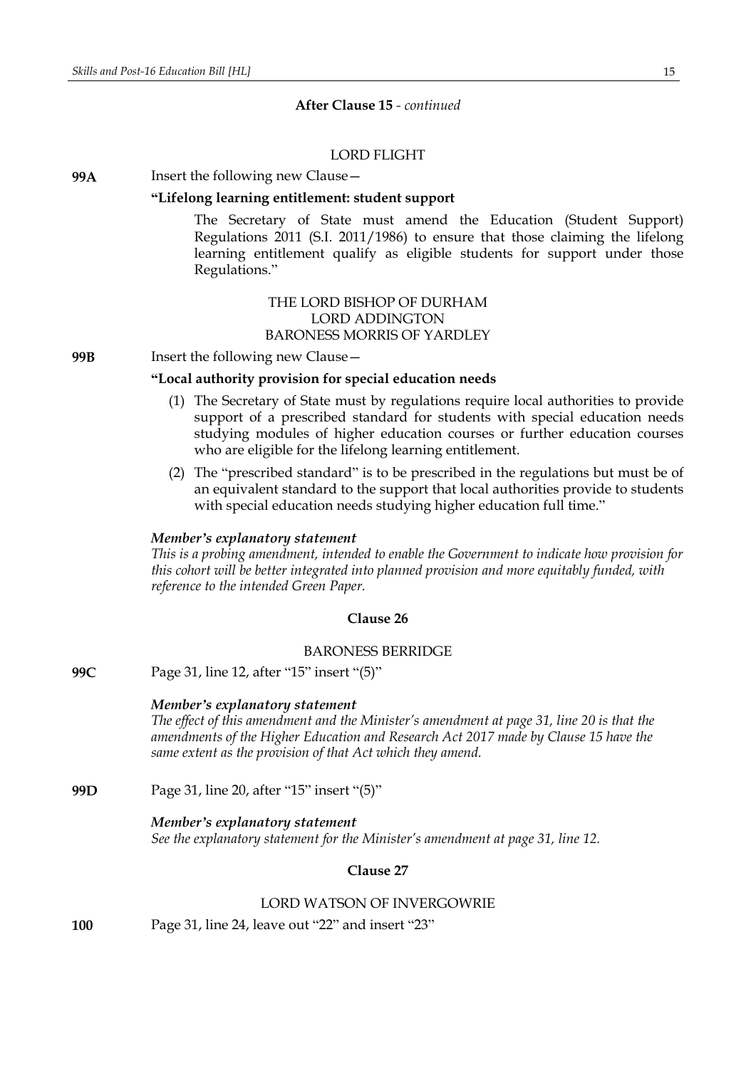**After Clause 15** - *continued*

LORD FLIGHT

**99A** Insert the following new Clause—

**"Lifelong learning entitlement: student support**

The Secretary of State must amend the Education (Student Support) Regulations 2011 (S.I. 2011/1986) to ensure that those claiming the lifelong learning entitlement qualify as eligible students for support under those Regulations."

THE LORD BISHOP OF DURHAM
LORD ADDINGTON
BARONESS MORRIS OF YARDLEY

**99B** Insert the following new Clause—

**"Local authority provision for special education needs**

(1) The Secretary of State must by regulations require local authorities to provide support of a prescribed standard for students with special education needs studying modules of higher education courses or further education courses who are eligible for the lifelong learning entitlement.

(2) The "prescribed standard" is to be prescribed in the regulations but must be of an equivalent standard to the support that local authorities provide to students with special education needs studying higher education full time."

***Member's explanatory statement***
*This is a probing amendment, intended to enable the Government to indicate how provision for this cohort will be better integrated into planned provision and more equitably funded, with reference to the intended Green Paper.*

**Clause 26**

BARONESS BERRIDGE

**99C** Page 31, line 12, after "15" insert "(5)"

***Member's explanatory statement***
*The effect of this amendment and the Minister's amendment at page 31, line 20 is that the amendments of the Higher Education and Research Act 2017 made by Clause 15 have the same extent as the provision of that Act which they amend.*

**99D** Page 31, line 20, after "15" insert "(5)"

***Member's explanatory statement***
*See the explanatory statement for the Minister's amendment at page 31, line 12.*

**Clause 27**

LORD WATSON OF INVERGOWRIE

**100** Page 31, line 24, leave out "22" and insert "23"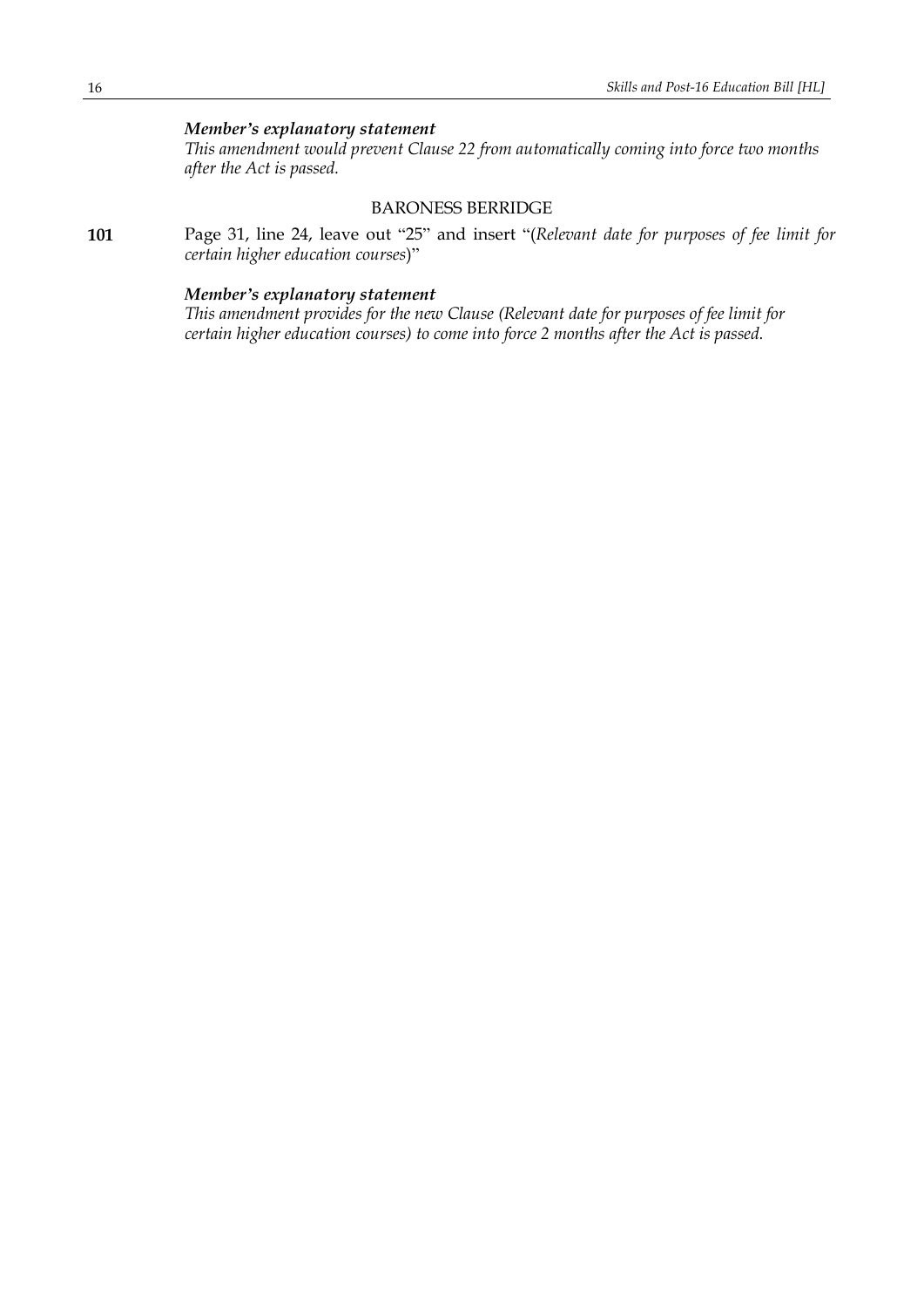***Member's explanatory statement***

*This amendment would prevent Clause 22 from automatically coming into force two months after the Act is passed.*

BARONESS BERRIDGE

**101** Page 31, line 24, leave out "25" and insert "(*Relevant date for purposes of fee limit for certain higher education courses*)"

***Member's explanatory statement***

*This amendment provides for the new Clause (Relevant date for purposes of fee limit for certain higher education courses) to come into force 2 months after the Act is passed.*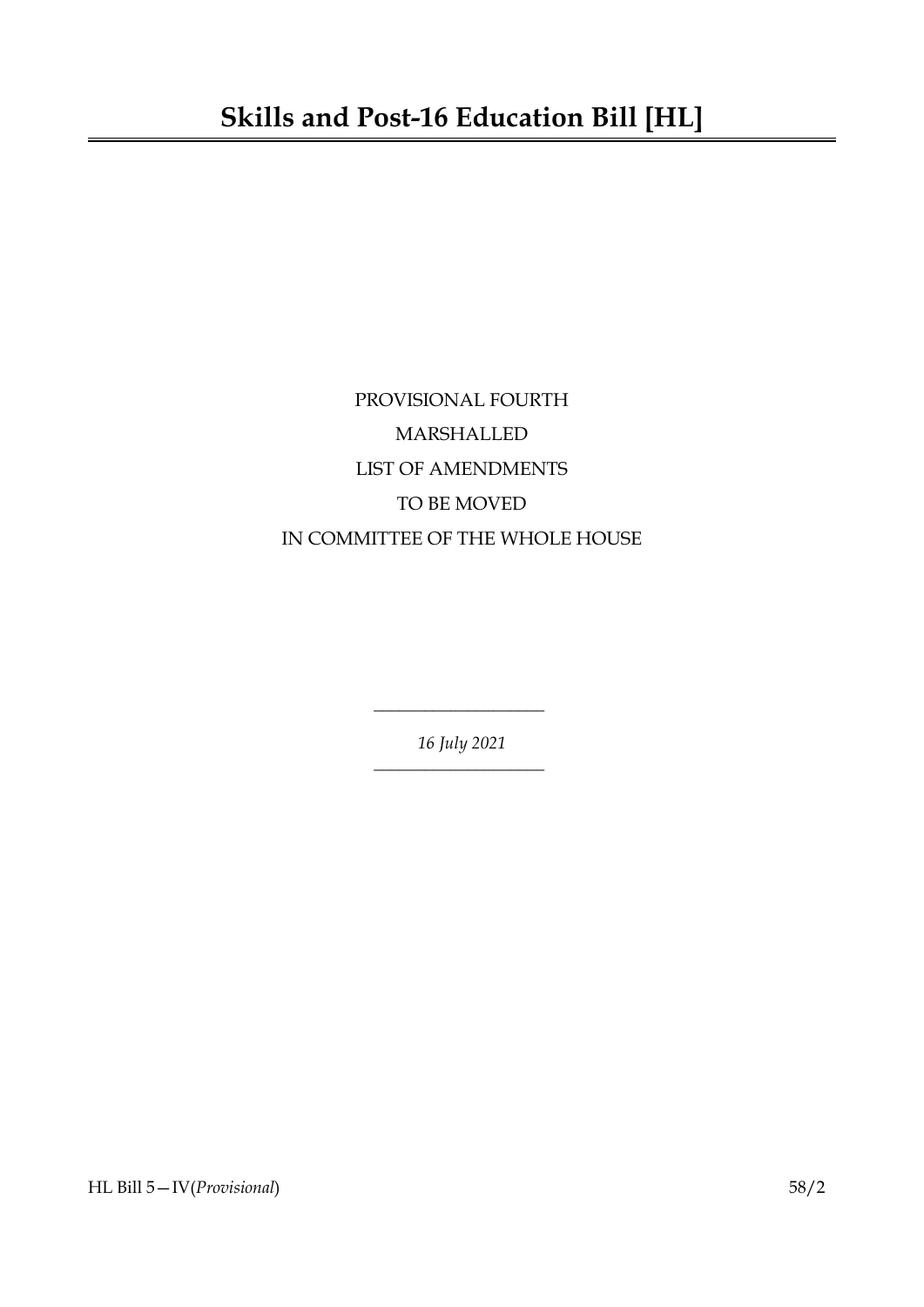# Skills and Post-16 Education Bill [HL]

PROVISIONAL FOURTH

MARSHALLED

LIST OF AMENDMENTS

TO BE MOVED

IN COMMITTEE OF THE WHOLE HOUSE

---

*16 July 2021*

---

HL Bill 5—IV(*Provisional*) 58/2